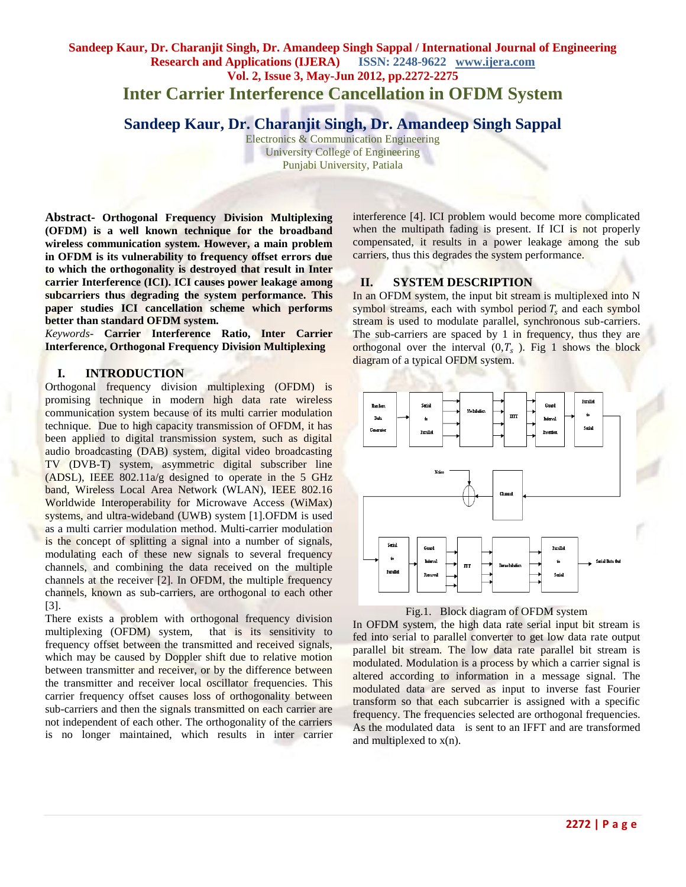# Inter Carrier Interference Cancellation in OFDM System

**Sandeep Kaur, Dr. Charanjit Singh, Dr. Amandeep Singh Sappal**

Electronics & Communication Engineering
University College of Engineering
Punjabi University, Patiala

**Abstract- Orthogonal Frequency Division Multiplexing (OFDM) is a well known technique for the broadband wireless communication system. However, a main problem in OFDM is its vulnerability to frequency offset errors due to which the orthogonality is destroyed that result in Inter carrier Interference (ICI). ICI causes power leakage among subcarriers thus degrading the system performance. This paper studies ICI cancellation scheme which performs better than standard OFDM system.**

*Keywords-* **Carrier Interference Ratio, Inter Carrier Interference, Orthogonal Frequency Division Multiplexing**

## I. INTRODUCTION

Orthogonal frequency division multiplexing (OFDM) is promising technique in modern high data rate wireless communication system because of its multi carrier modulation technique. Due to high capacity transmission of OFDM, it has been applied to digital transmission system, such as digital audio broadcasting (DAB) system, digital video broadcasting TV (DVB-T) system, asymmetric digital subscriber line (ADSL), IEEE 802.11a/g designed to operate in the 5 GHz band, Wireless Local Area Network (WLAN), IEEE 802.16 Worldwide Interoperability for Microwave Access (WiMax) systems, and ultra-wideband (UWB) system [1].OFDM is used as a multi carrier modulation method. Multi-carrier modulation is the concept of splitting a signal into a number of signals, modulating each of these new signals to several frequency channels, and combining the data received on the multiple channels at the receiver [2]. In OFDM, the multiple frequency channels, known as sub-carriers, are orthogonal to each other [3].

There exists a problem with orthogonal frequency division multiplexing (OFDM) system, that is its sensitivity to frequency offset between the transmitted and received signals, which may be caused by Doppler shift due to relative motion between transmitter and receiver, or by the difference between the transmitter and receiver local oscillator frequencies. This carrier frequency offset causes loss of orthogonality between sub-carriers and then the signals transmitted on each carrier are not independent of each other. The orthogonality of the carriers is no longer maintained, which results in inter carrier interference [4]. ICI problem would become more complicated when the multipath fading is present. If ICI is not properly compensated, it results in a power leakage among the sub carriers, thus this degrades the system performance.

## II. SYSTEM DESCRIPTION

In an OFDM system, the input bit stream is multiplexed into N symbol streams, each with symbol period $T_s$ and each symbol stream is used to modulate parallel, synchronous sub-carriers. The sub-carriers are spaced by 1 in frequency, thus they are orthogonal over the interval $(0, T_s)$. Fig 1 shows the block diagram of a typical OFDM system.

Fig.1. Block diagram of OFDM system

In OFDM system, the high data rate serial input bit stream is fed into serial to parallel converter to get low data rate output parallel bit stream. The low data rate parallel bit stream is modulated. Modulation is a process by which a carrier signal is altered according to information in a message signal. The modulated data are served as input to inverse fast Fourier transform so that each subcarrier is assigned with a specific frequency. The frequencies selected are orthogonal frequencies. As the modulated data is sent to an IFFT and are transformed and multiplexed to x(n).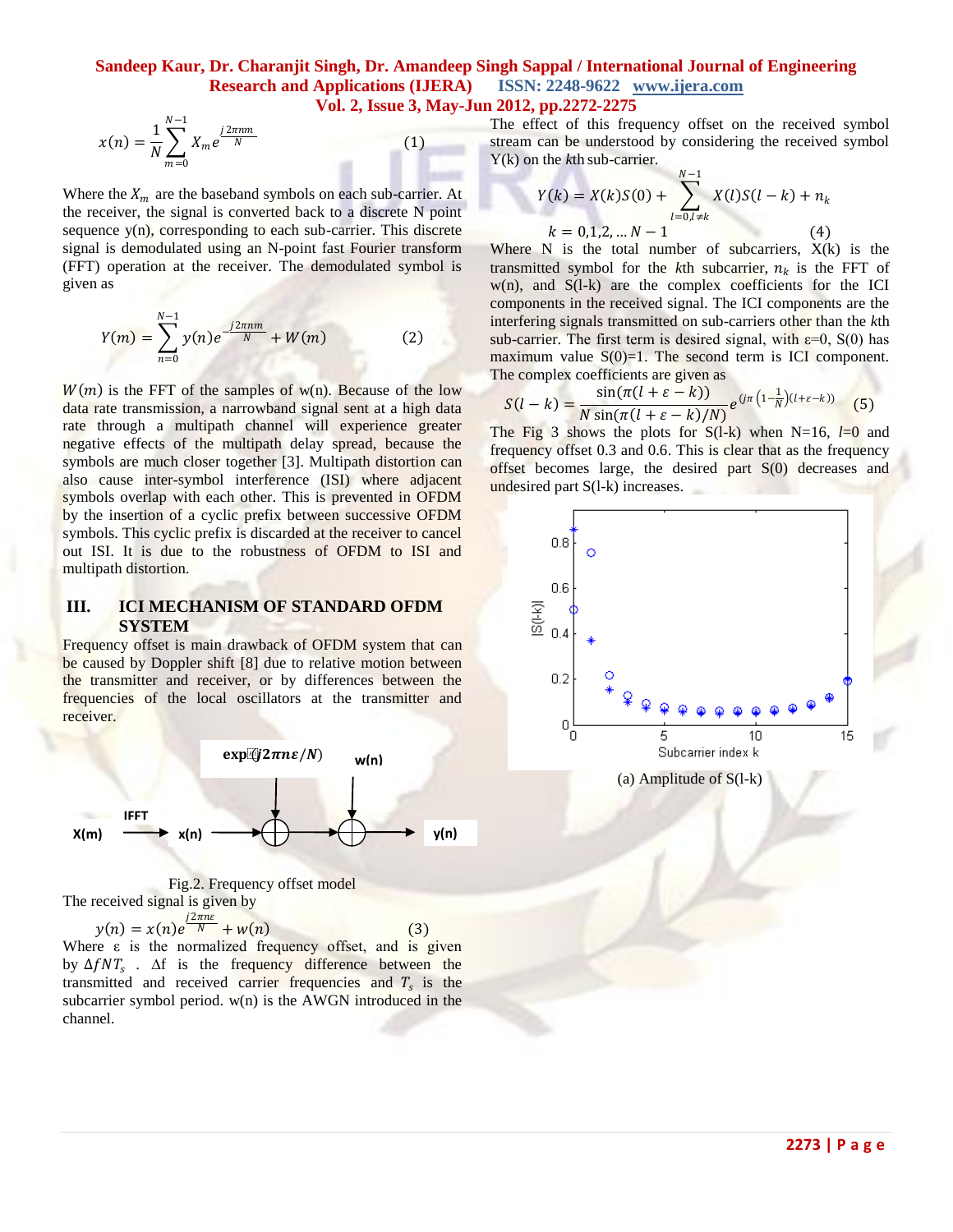$$x(n) = \frac{1}{N}\sum_{m=0}^{N-1} X_m e^{\frac{j2\pi nm}{N}} \qquad (1)$$

Where the $X_m$ are the baseband symbols on each sub-carrier. At the receiver, the signal is converted back to a discrete N point sequence y(n), corresponding to each sub-carrier. This discrete signal is demodulated using an N-point fast Fourier transform (FFT) operation at the receiver. The demodulated symbol is given as

$$Y(m) = \sum_{n=0}^{N-1} y(n) e^{-\frac{j2\pi nm}{N}} + W(m) \qquad (2)$$

$W(m)$ is the FFT of the samples of w(n). Because of the low data rate transmission, a narrowband signal sent at a high data rate through a multipath channel will experience greater negative effects of the multipath delay spread, because the symbols are much closer together [3]. Multipath distortion can also cause inter-symbol interference (ISI) where adjacent symbols overlap with each other. This is prevented in OFDM by the insertion of a cyclic prefix between successive OFDM symbols. This cyclic prefix is discarded at the receiver to cancel out ISI. It is due to the robustness of OFDM to ISI and multipath distortion.

## III. ICI MECHANISM OF STANDARD OFDM SYSTEM

Frequency offset is main drawback of OFDM system that can be caused by Doppler shift [8] due to relative motion between the transmitter and receiver, or by differences between the frequencies of the local oscillators at the transmitter and receiver.

Fig.2. Frequency offset model

The received signal is given by

$$y(n) = x(n) e^{\frac{j2\pi n\varepsilon}{N}} + w(n) \qquad (3)$$

Where ε is the normalized frequency offset, and is given by $\Delta f N T_s$ . Δf is the frequency difference between the transmitted and received carrier frequencies and $T_s$ is the subcarrier symbol period. w(n) is the AWGN introduced in the channel.

The effect of this frequency offset on the received symbol stream can be understood by considering the received symbol Y(k) on the *k*th sub-carrier.

$$Y(k) = X(k)S(0) + \sum_{l=0, l\neq k}^{N-1} X(l)S(l-k) + n_k$$
$$k = 0,1,2,\ldots N-1 \qquad (4)$$

Where N is the total number of subcarriers, X(k) is the transmitted symbol for the *k*th subcarrier, $n_k$ is the FFT of w(n), and S(l-k) are the complex coefficients for the ICI components in the received signal. The ICI components are the interfering signals transmitted on sub-carriers other than the *k*th sub-carrier. The first term is desired signal, with ε=0, S(0) has maximum value S(0)=1. The second term is ICI component. The complex coefficients are given as

$$S(l-k) = \frac{\sin(\pi(l+\varepsilon-k))}{N\sin(\pi(l+\varepsilon-k)/N)} e^{\left(j\pi\left(1-\frac{1}{N}\right)(l+\varepsilon-k)\right)} \qquad (5)$$

The Fig 3 shows the plots for S(l-k) when N=16, *l*=0 and frequency offset 0.3 and 0.6. This is clear that as the frequency offset becomes large, the desired part S(0) decreases and undesired part S(l-k) increases.

(a) Amplitude of S(l-k)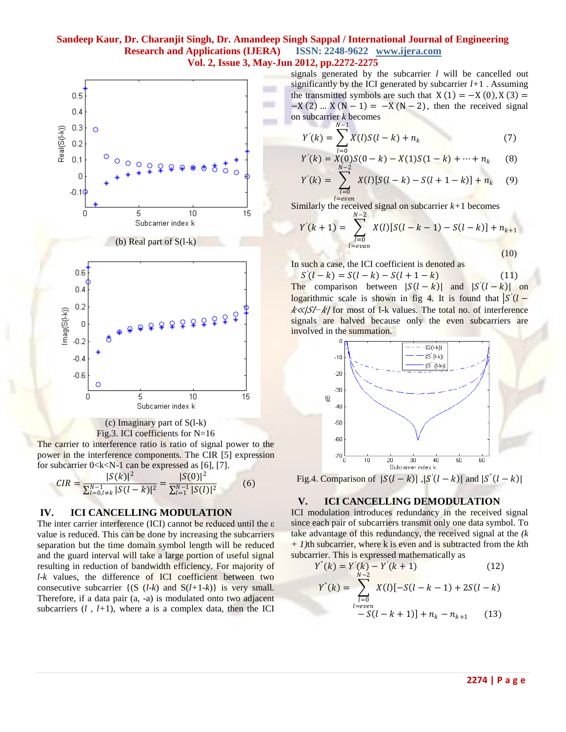(b) Real part of S(l-k)

(c) Imaginary part of S(l-k)

Fig.3. ICI coefficients for N=16

The carrier to interference ratio is ratio of signal power to the power in the interference components. The CIR [5] expression for subcarrier 0<k<N-1 can be expressed as [6], [7].

$$CIR = \frac{|S(k)|^2}{\sum_{l=0, l\neq k}^{N-1} |S(l-k)|^2} = \frac{|S(0)|^2}{\sum_{l=1}^{N-1} |S(l)|^2} \qquad (6)$$

## IV. ICI CANCELLING MODULATION

The inter carrier interference (ICI) cannot be reduced until the ε value is reduced. This can be done by increasing the subcarriers separation but the time domain symbol length will be reduced and the guard interval will take a large portion of useful signal resulting in reduction of bandwidth efficiency. For majority of *l-k* values, the difference of ICI coefficient between two consecutive subcarrier {(S (*l-k*) and S(*l*+1-*k*)} is very small. Therefore, if a data pair (a, -a) is modulated onto two adjacent subcarriers (*l* , *l*+1), where a is a complex data, then the ICI signals generated by the subcarrier *l* will be cancelled out significantly by the ICI generated by subcarrier *l*+1 . Assuming the transmitted symbols are such that $X(1) = -X(0), X(3) = -X(2) \ldots X(N-1) = -X(N-2)$, then the received signal on subcarrier *k* becomes

$$Y'(k) = \sum_{l=0}^{N-1} X(l)S(l-k) + n_k \qquad (7)$$

$$Y'(k) = X(0)S(0-k) - X(1)S(1-k) + \cdots + n_k \qquad (8)$$

$$Y'(k) = \sum_{\substack{l=0 \\ l=even}}^{N-2} X(l)[S(l-k) - S(l+1-k)] + n_k \qquad (9)$$

Similarly the received signal on subcarrier *k*+1 becomes

$$Y'(k+1) = \sum_{\substack{l=0 \\ l=evan}}^{N-2} X(l)[S(l-k-1) - S(l-k)] + n_{k+1} \qquad (10)$$

In such a case, the ICI coefficient is denoted as

$$S'(l-k) = S(l-k) - S(l+1-k) \qquad (11)$$

The comparison between $|S(l-k)|$ and $|S'(l-k)|$ on logarithmic scale is shown in fig 4. It is found that $|S'(l-k| \ll |S(l-k)|$ for most of l-k values. The total no. of interference signals are halved because only the even subcarriers are involved in the summation.

Fig.4. Comparison of $|S(l-k)|$ ,$|S'(l-k)|$ and $|S''(l-k)|$

## V. ICI CANCELLING DEMODULATION

ICI modulation introduces redundancy in the received signal since each pair of subcarriers transmit only one data symbol. To take advantage of this redundancy, the received signal at the *(k + 1)*th subcarrier, where k is even and is subtracted from the *k*th subcarrier. This is expressed mathematically as

$$Y''(k) = Y'(k) - Y'(k+1) \qquad (12)$$

$$Y''(k) = \sum_{\substack{l=0 \\ l=even}}^{N-2} X(l)[-S(l-k-1) + 2S(l-k) - S(l-k+1)] + n_k - n_{k+1} \qquad (13)$$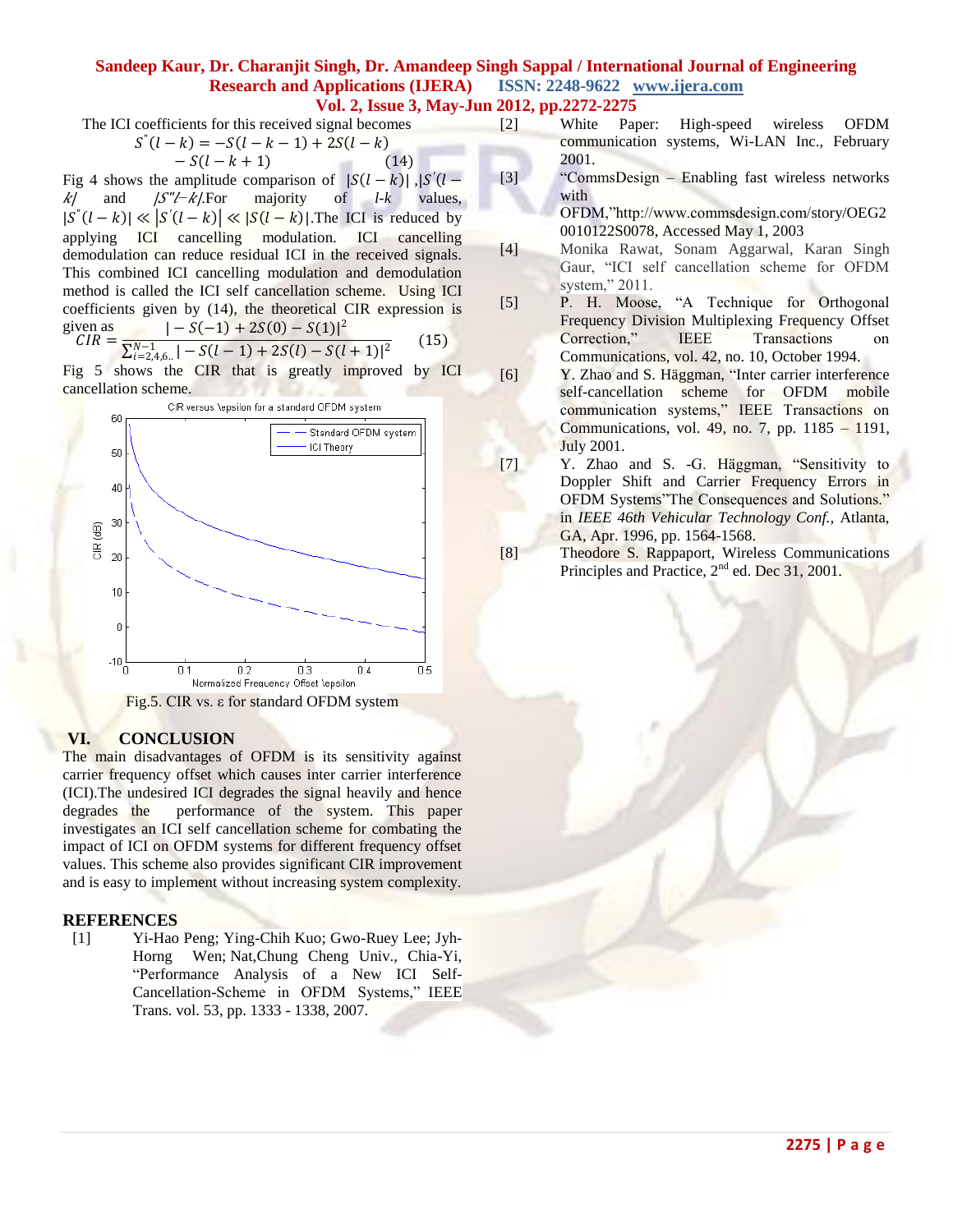The ICI coefficients for this received signal becomes

$$S''(l-k) = -S(l-k-1) + 2S(l-k) - S(l-k+1) \quad (14)$$

Fig 4 shows the amplitude comparison of $|S(l-k)|$, $|S'(l-k)|$ and $|S''(l-k)|$. For majority of $l$-$k$ values, $|S''(l-k)| \ll |S'(l-k)| \ll |S(l-k)|$. The ICI is reduced by applying ICI cancelling modulation. ICI cancelling demodulation can reduce residual ICI in the received signals. This combined ICI cancelling modulation and demodulation method is called the ICI self cancellation scheme. Using ICI coefficients given by (14), the theoretical CIR expression is given as

$$CIR = \frac{|-S(-1) + 2S(0) - S(1)|^2}{\sum_{l=2,4,6..}^{N-1} |-S(l-1) + 2S(l) - S(l+1)|^2} \quad (15)$$

Fig 5 shows the CIR that is greatly improved by ICI cancellation scheme.

CIR versus \epsilon for a standard OFDM system

Standard OFDM system

ICI Theory

CIR (dB)

60

50

40

30

20

10

0

-10

Normalized Frequency Offset \epsilon

0

0.1

0.2

0.3

0.4

0.5

Fig.5. CIR vs. ε for standard OFDM system

## VI. CONCLUSION

The main disadvantages of OFDM is its sensitivity against carrier frequency offset which causes inter carrier interference (ICI).The undesired ICI degrades the signal heavily and hence degrades the performance of the system. This paper investigates an ICI self cancellation scheme for combating the impact of ICI on OFDM systems for different frequency offset values. This scheme also provides significant CIR improvement and is easy to implement without increasing system complexity.

## REFERENCES

[1] Yi-Hao Peng; Ying-Chih Kuo; Gwo-Ruey Lee; Jyh-Horng Wen; Nat,Chung Cheng Univ., Chia-Yi, "Performance Analysis of a New ICI Self-Cancellation-Scheme in OFDM Systems," IEEE Trans. vol. 53, pp. 1333 - 1338, 2007.

[2] White Paper: High-speed wireless OFDM communication systems, Wi-LAN Inc., February 2001.

[3] "CommsDesign – Enabling fast wireless networks with OFDM,"http://www.commsdesign.com/story/OEG20010122S0078, Accessed May 1, 2003

[4] Monika Rawat, Sonam Aggarwal, Karan Singh Gaur, "ICI self cancellation scheme for OFDM system," 2011.

[5] P. H. Moose, "A Technique for Orthogonal Frequency Division Multiplexing Frequency Offset Correction," IEEE Transactions on Communications, vol. 42, no. 10, October 1994.

[6] Y. Zhao and S. Häggman, "Inter carrier interference self-cancellation scheme for OFDM mobile communication systems," IEEE Transactions on Communications, vol. 49, no. 7, pp. 1185 – 1191, July 2001.

[7] Y. Zhao and S. -G. Häggman, "Sensitivity to Doppler Shift and Carrier Frequency Errors in OFDM Systems"The Consequences and Solutions." in *IEEE 46th Vehicular Technology Conf.,* Atlanta, GA, Apr. 1996, pp. 1564-1568.

[8] Theodore S. Rappaport, Wireless Communications Principles and Practice, 2nd ed. Dec 31, 2001.